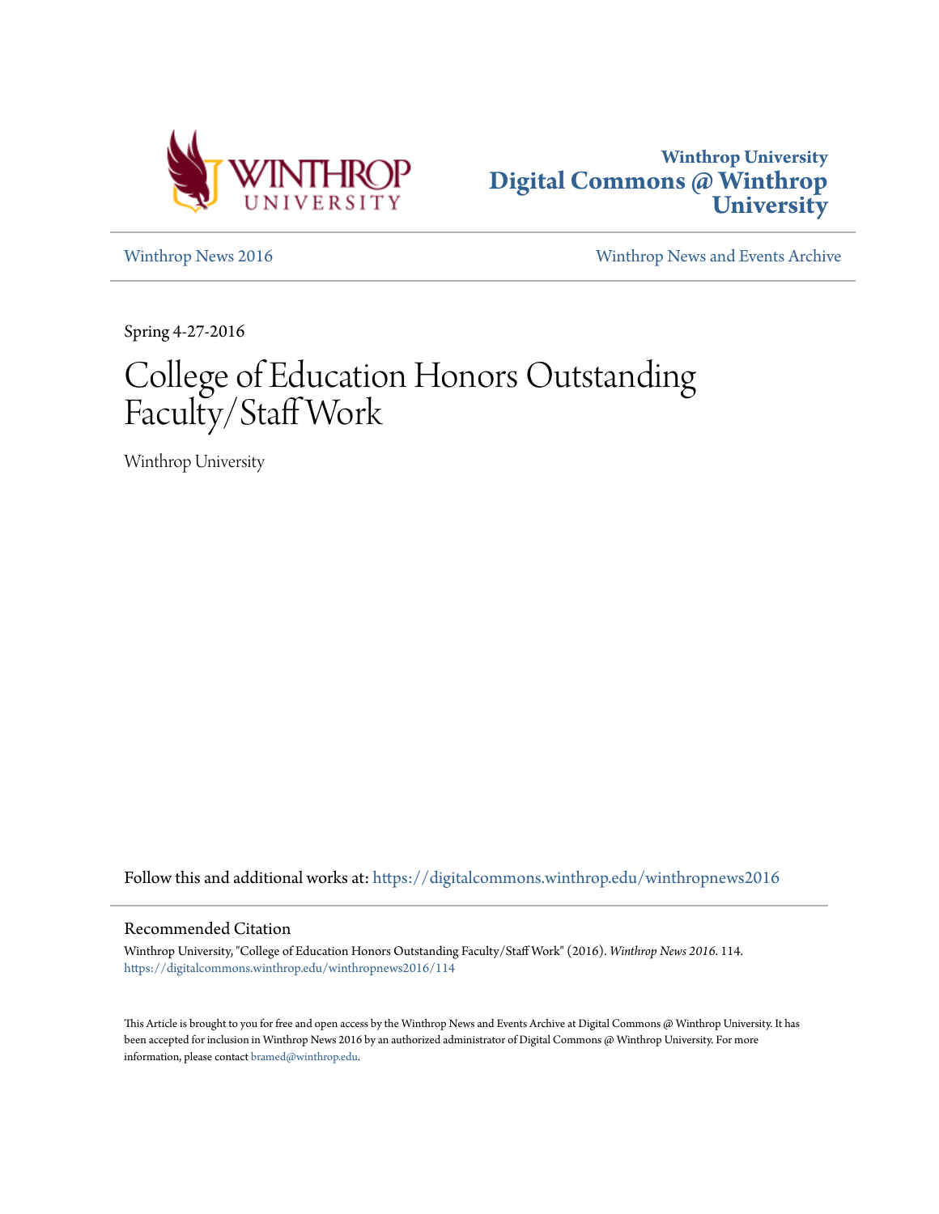Winthrop University
# Digital Commons @ Winthrop University

[Winthrop News 2016](https://digitalcommons.winthrop.edu/winthropnews2016) | Winthrop News and Events Archive

Spring 4-27-2016

# College of Education Honors Outstanding Faculty/Staff Work

Winthrop University

Follow this and additional works at: https://digitalcommons.winthrop.edu/winthropnews2016

## Recommended Citation

Winthrop University, "College of Education Honors Outstanding Faculty/Staff Work" (2016). *Winthrop News 2016*. 114.
https://digitalcommons.winthrop.edu/winthropnews2016/114

This Article is brought to you for free and open access by the Winthrop News and Events Archive at Digital Commons @ Winthrop University. It has been accepted for inclusion in Winthrop News 2016 by an authorized administrator of Digital Commons @ Winthrop University. For more information, please contact bramed@winthrop.edu.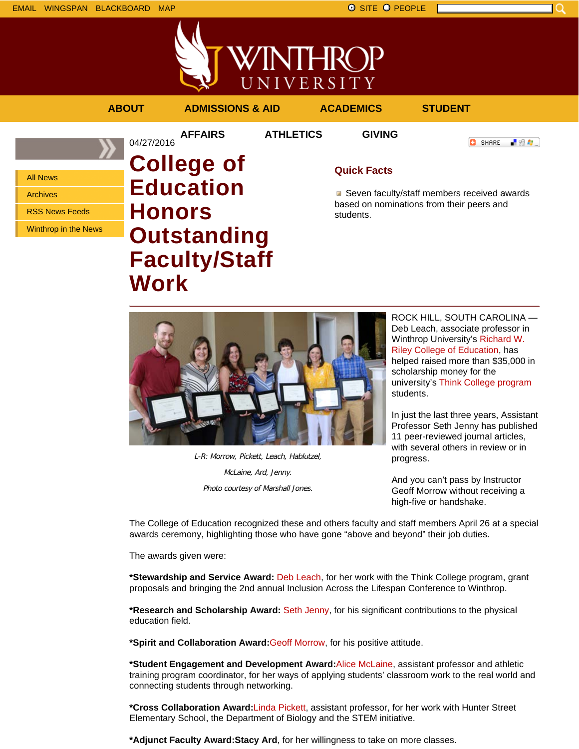EMAIL WINGSPAN BLACKBOARD MAP

SITE PEOPLE

ABOUT ADMISSIONS & AID ACADEMICS STUDENT AFFAIRS ATHLETICS GIVING

- All News
- Archives
- RSS News Feeds
- Winthrop in the News

04/27/2016

# College of Education Honors Outstanding Faculty/Staff Work

SHARE

## Quick Facts

- Seven faculty/staff members received awards based on nominations from their peers and students.

*L-R: Morrow, Pickett, Leach, Hablutzel, McLaine, Ard, Jenny.*

*Photo courtesy of Marshall Jones.*

ROCK HILL, SOUTH CAROLINA — Deb Leach, associate professor in Winthrop University's Richard W. Riley College of Education, has helped raised more than $35,000 in scholarship money for the university's Think College program students.

In just the last three years, Assistant Professor Seth Jenny has published 11 peer-reviewed journal articles, with several others in review or in progress.

And you can't pass by Instructor Geoff Morrow without receiving a high-five or handshake.

The College of Education recognized these and others faculty and staff members April 26 at a special awards ceremony, highlighting those who have gone "above and beyond" their job duties.

The awards given were:

***Stewardship and Service Award:** Deb Leach, for her work with the Think College program, grant proposals and bringing the 2nd annual Inclusion Across the Lifespan Conference to Winthrop.

***Research and Scholarship Award:** Seth Jenny, for his significant contributions to the physical education field.

***Spirit and Collaboration Award:**Geoff Morrow, for his positive attitude.

***Student Engagement and Development Award:**Alice McLaine, assistant professor and athletic training program coordinator, for her ways of applying students' classroom work to the real world and connecting students through networking.

***Cross Collaboration Award:**Linda Pickett, assistant professor, for her work with Hunter Street Elementary School, the Department of Biology and the STEM initiative.

***Adjunct Faculty Award:Stacy Ard**, for her willingness to take on more classes.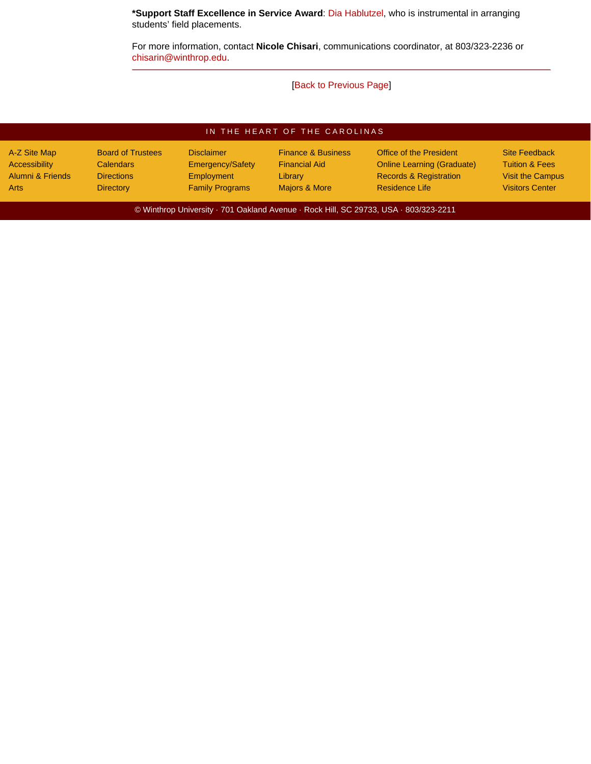***Support Staff Excellence in Service Award**: Dia Hablutzel, who is instrumental in arranging students' field placements.

For more information, contact **Nicole Chisari**, communications coordinator, at 803/323-2236 or chisarin@winthrop.edu.

---

[Back to Previous Page]

IN THE HEART OF THE CAROLINAS

A-Z Site Map
Accessibility
Alumni & Friends
Arts
Board of Trustees
Calendars
Directions
Directory
Disclaimer
Emergency/Safety
Employment
Family Programs
Finance & Business
Financial Aid
Library
Majors & More
Office of the President
Online Learning (Graduate)
Records & Registration
Residence Life
Site Feedback
Tuition & Fees
Visit the Campus
Visitors Center

© Winthrop University · 701 Oakland Avenue · Rock Hill, SC 29733, USA · 803/323-2211